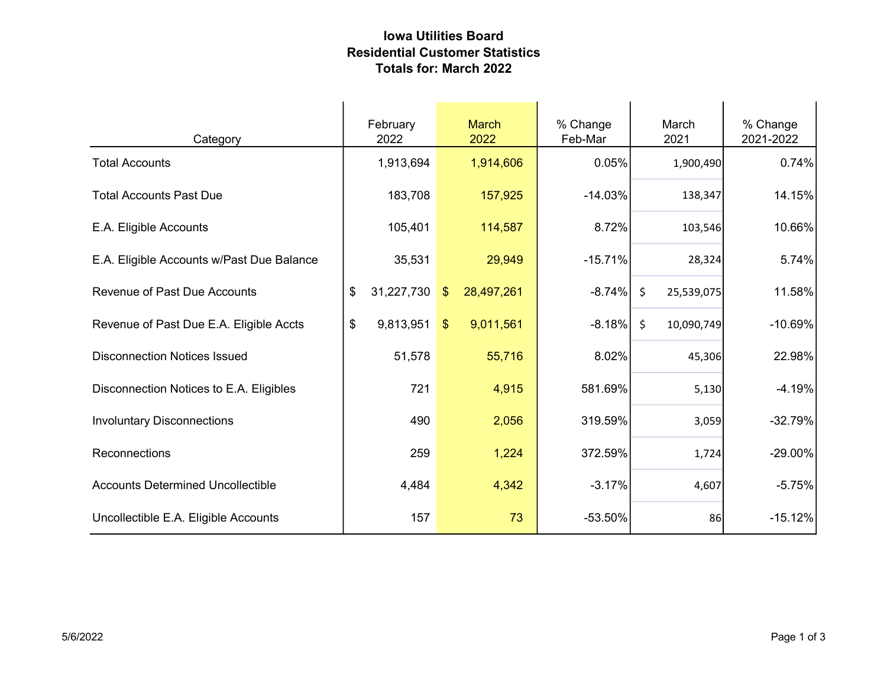# Iowa Utilities Board
## Residential Customer Statistics
## Totals for: March 2022

| Category | February 2022 | March 2022 | % Change Feb-Mar | March 2021 | % Change 2021-2022 |
|---|---|---|---|---|---|
| Total Accounts | 1,913,694 | 1,914,606 | 0.05% | 1,900,490 | 0.74% |
| Total Accounts Past Due | 183,708 | 157,925 | -14.03% | 138,347 | 14.15% |
| E.A. Eligible Accounts | 105,401 | 114,587 | 8.72% | 103,546 | 10.66% |
| E.A. Eligible Accounts w/Past Due Balance | 35,531 | 29,949 | -15.71% | 28,324 | 5.74% |
| Revenue of Past Due Accounts | $ 31,227,730 | $ 28,497,261 | -8.74% | $ 25,539,075 | 11.58% |
| Revenue of Past Due E.A. Eligible Accts | $ 9,813,951 | $ 9,011,561 | -8.18% | $ 10,090,749 | -10.69% |
| Disconnection Notices Issued | 51,578 | 55,716 | 8.02% | 45,306 | 22.98% |
| Disconnection Notices to E.A. Eligibles | 721 | 4,915 | 581.69% | 5,130 | -4.19% |
| Involuntary Disconnections | 490 | 2,056 | 319.59% | 3,059 | -32.79% |
| Reconnections | 259 | 1,224 | 372.59% | 1,724 | -29.00% |
| Accounts Determined Uncollectible | 4,484 | 4,342 | -3.17% | 4,607 | -5.75% |
| Uncollectible E.A. Eligible Accounts | 157 | 73 | -53.50% | 86 | -15.12% |

5/6/2022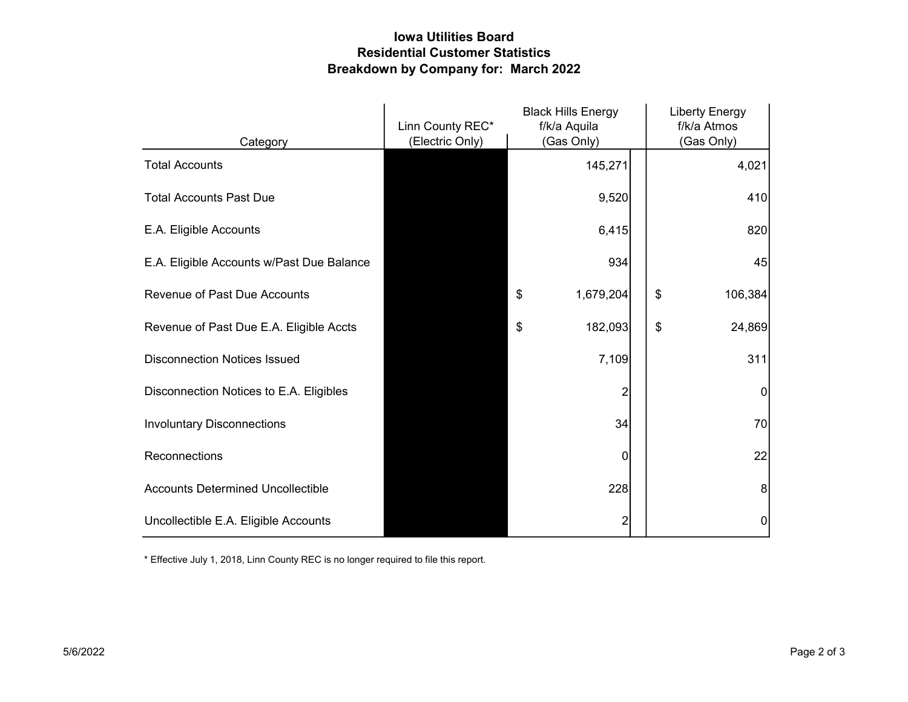# Iowa Utilities Board
## Residential Customer Statistics
## Breakdown by Company for: March 2022

| Category | Linn County REC* (Electric Only) | Black Hills Energy f/k/a Aquila (Gas Only) | Liberty Energy f/k/a Atmos (Gas Only) |
|---|---|---|---|
| Total Accounts | | 145,271 | 4,021 |
| Total Accounts Past Due | | 9,520 | 410 |
| E.A. Eligible Accounts | | 6,415 | 820 |
| E.A. Eligible Accounts w/Past Due Balance | | 934 | 45 |
| Revenue of Past Due Accounts | | $ 1,679,204 | $ 106,384 |
| Revenue of Past Due E.A. Eligible Accts | | $ 182,093 | $ 24,869 |
| Disconnection Notices Issued | | 7,109 | 311 |
| Disconnection Notices to E.A. Eligibles | | 2 | 0 |
| Involuntary Disconnections | | 34 | 70 |
| Reconnections | | 0 | 22 |
| Accounts Determined Uncollectible | | 228 | 8 |
| Uncollectible E.A. Eligible Accounts | | 2 | 0 |

* Effective July 1, 2018, Linn County REC is no longer required to file this report.

5/6/2022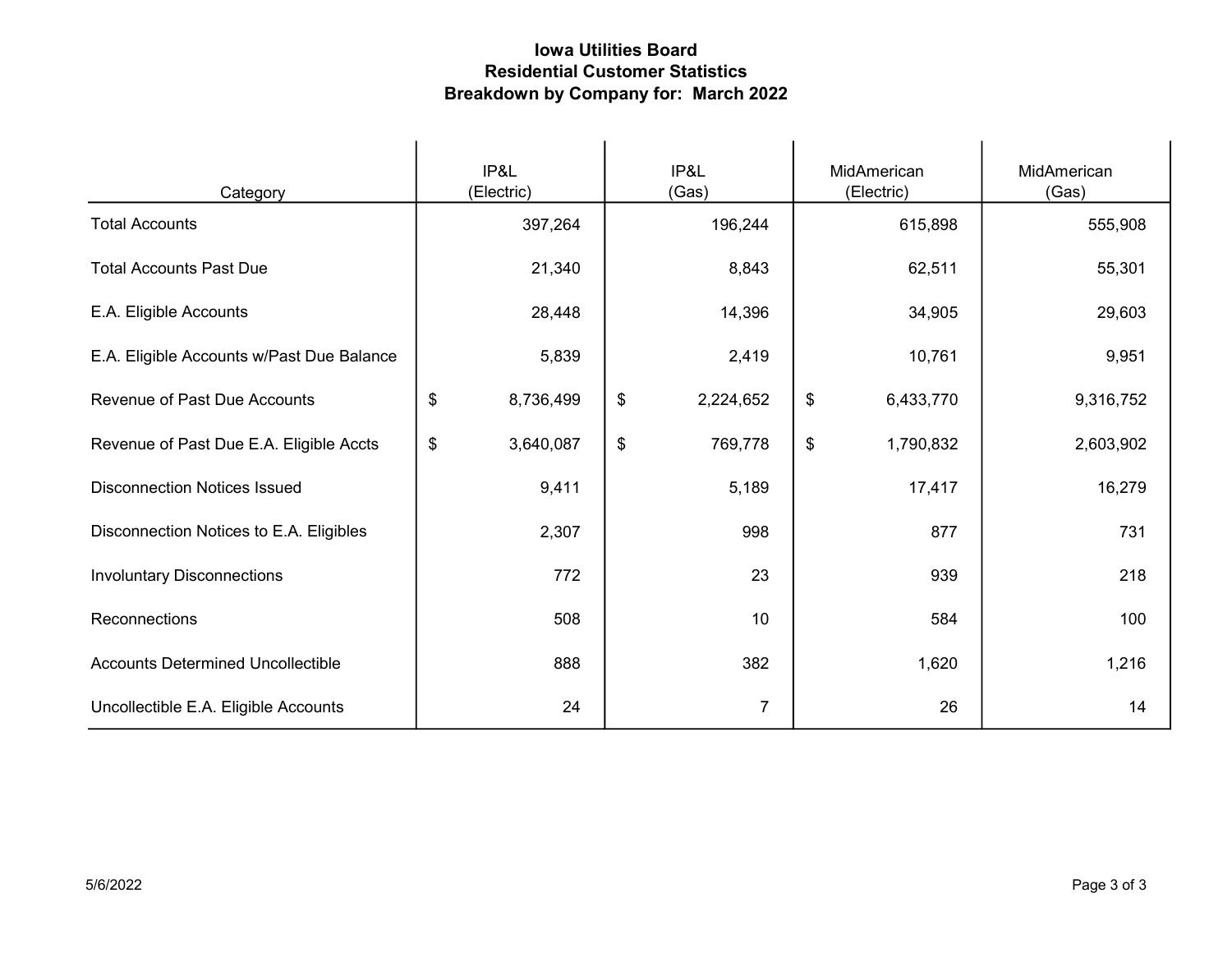# Iowa Utilities Board
## Residential Customer Statistics
## Breakdown by Company for: March 2022

| Category | IP&L (Electric) | IP&L (Gas) | MidAmerican (Electric) | MidAmerican (Gas) |
|---|---|---|---|---|
| Total Accounts | 397,264 | 196,244 | 615,898 | 555,908 |
| Total Accounts Past Due | 21,340 | 8,843 | 62,511 | 55,301 |
| E.A. Eligible Accounts | 28,448 | 14,396 | 34,905 | 29,603 |
| E.A. Eligible Accounts w/Past Due Balance | 5,839 | 2,419 | 10,761 | 9,951 |
| Revenue of Past Due Accounts | $ 8,736,499 | $ 2,224,652 | $ 6,433,770 | 9,316,752 |
| Revenue of Past Due E.A. Eligible Accts | $ 3,640,087 | $ 769,778 | $ 1,790,832 | 2,603,902 |
| Disconnection Notices Issued | 9,411 | 5,189 | 17,417 | 16,279 |
| Disconnection Notices to E.A. Eligibles | 2,307 | 998 | 877 | 731 |
| Involuntary Disconnections | 772 | 23 | 939 | 218 |
| Reconnections | 508 | 10 | 584 | 100 |
| Accounts Determined Uncollectible | 888 | 382 | 1,620 | 1,216 |
| Uncollectible E.A. Eligible Accounts | 24 | 7 | 26 | 14 |

5/6/2022